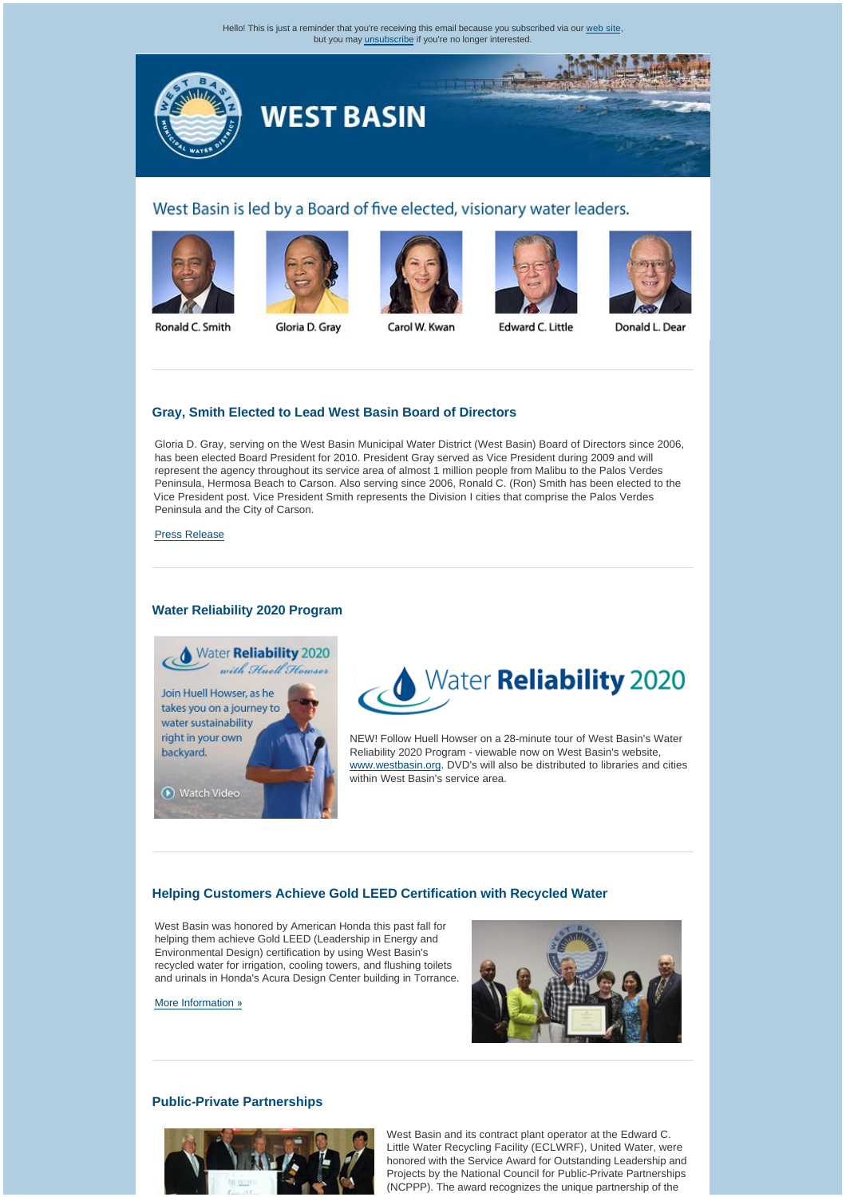Hello! This is just a reminder that you're receiving this email because you subscribed via our web site, but you may unsubscribe if you're no longer interested.

# WEST BASIN

## West Basin is led by a Board of five elected, visionary water leaders.

Ronald C. Smith | Gloria D. Gray | Carol W. Kwan | Edward C. Little | Donald L. Dear

---

### Gray, Smith Elected to Lead West Basin Board of Directors

Gloria D. Gray, serving on the West Basin Municipal Water District (West Basin) Board of Directors since 2006, has been elected Board President for 2010. President Gray served as Vice President during 2009 and will represent the agency throughout its service area of almost 1 million people from Malibu to the Palos Verdes Peninsula, Hermosa Beach to Carson. Also serving since 2006, Ronald C. (Ron) Smith has been elected to the Vice President post. Vice President Smith represents the Division I cities that comprise the Palos Verdes Peninsula and the City of Carson.

Press Release

---

### Water Reliability 2020 Program

Water Reliability 2020 *with Huell Howser*

Join Huell Howser, as he takes you on a journey to water sustainability right in your own backyard.

Watch Video

Water Reliability 2020

NEW! Follow Huell Howser on a 28-minute tour of West Basin's Water Reliability 2020 Program - viewable now on West Basin's website, www.westbasin.org. DVD's will also be distributed to libraries and cities within West Basin's service area.

---

### Helping Customers Achieve Gold LEED Certification with Recycled Water

West Basin was honored by American Honda this past fall for helping them achieve Gold LEED (Leadership in Energy and Environmental Design) certification by using West Basin's recycled water for irrigation, cooling towers, and flushing toilets and urinals in Honda's Acura Design Center building in Torrance.

More Information »

---

### Public-Private Partnerships

West Basin and its contract plant operator at the Edward C. Little Water Recycling Facility (ECLWRF), United Water, were honored with the Service Award for Outstanding Leadership and Projects by the National Council for Public-Private Partnerships (NCPPP). The award recognizes the unique partnership of the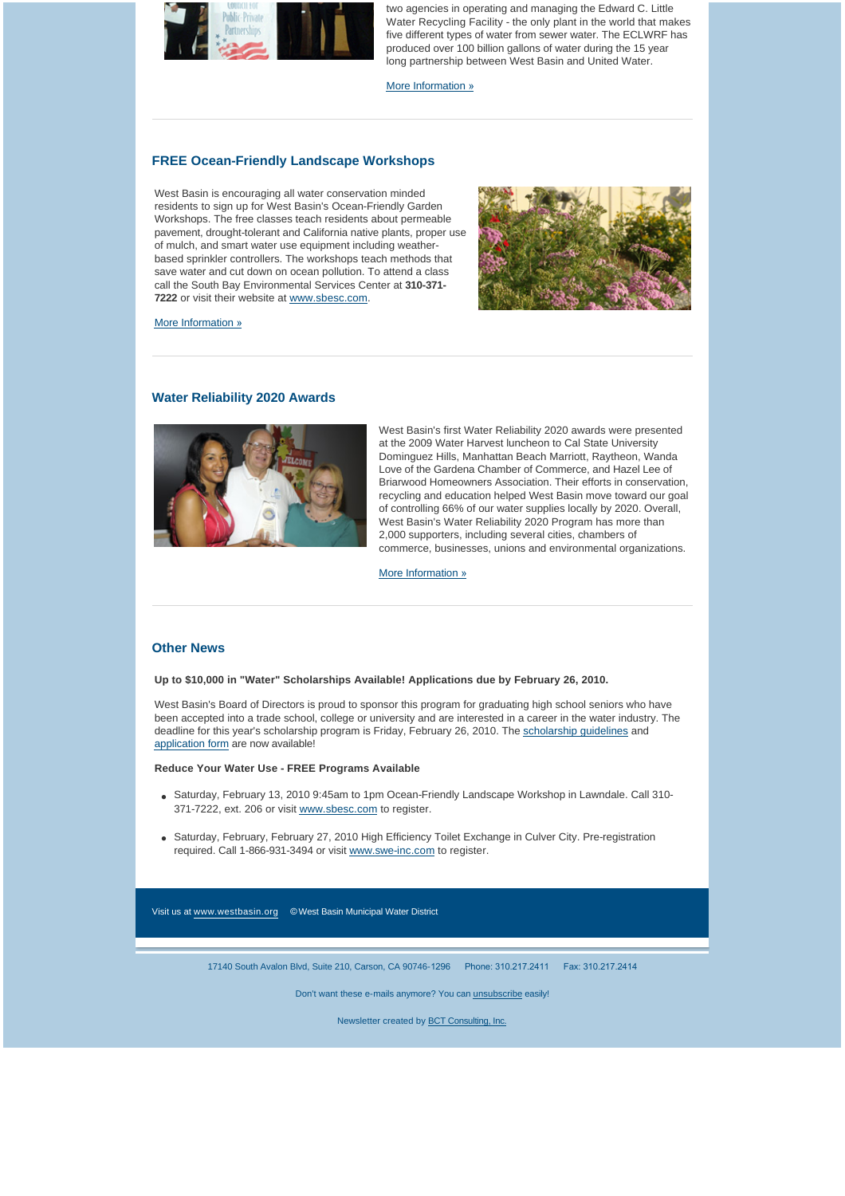two agencies in operating and managing the Edward C. Little Water Recycling Facility - the only plant in the world that makes five different types of water from sewer water. The ECLWRF has produced over 100 billion gallons of water during the 15 year long partnership between West Basin and United Water.

More Information »

## FREE Ocean-Friendly Landscape Workshops

West Basin is encouraging all water conservation minded residents to sign up for West Basin's Ocean-Friendly Garden Workshops. The free classes teach residents about permeable pavement, drought-tolerant and California native plants, proper use of mulch, and smart water use equipment including weather-based sprinkler controllers. The workshops teach methods that save water and cut down on ocean pollution. To attend a class call the South Bay Environmental Services Center at **310-371-7222** or visit their website at www.sbesc.com.

More Information »

## Water Reliability 2020 Awards

West Basin's first Water Reliability 2020 awards were presented at the 2009 Water Harvest luncheon to Cal State University Dominguez Hills, Manhattan Beach Marriott, Raytheon, Wanda Love of the Gardena Chamber of Commerce, and Hazel Lee of Briarwood Homeowners Association. Their efforts in conservation, recycling and education helped West Basin move toward our goal of controlling 66% of our water supplies locally by 2020. Overall, West Basin's Water Reliability 2020 Program has more than 2,000 supporters, including several cities, chambers of commerce, businesses, unions and environmental organizations.

More Information »

## Other News

**Up to $10,000 in "Water" Scholarships Available! Applications due by February 26, 2010.**

West Basin's Board of Directors is proud to sponsor this program for graduating high school seniors who have been accepted into a trade school, college or university and are interested in a career in the water industry. The deadline for this year's scholarship program is Friday, February 26, 2010. The scholarship guidelines and application form are now available!

**Reduce Your Water Use - FREE Programs Available**

- Saturday, February 13, 2010 9:45am to 1pm Ocean-Friendly Landscape Workshop in Lawndale. Call 310-371-7222, ext. 206 or visit www.sbesc.com to register.
- Saturday, February, February 27, 2010 High Efficiency Toilet Exchange in Culver City. Pre-registration required. Call 1-866-931-3494 or visit www.swe-inc.com to register.

Visit us at www.westbasin.org ©West Basin Municipal Water District

17140 South Avalon Blvd, Suite 210, Carson, CA 90746-1296 Phone: 310.217.2411 Fax: 310.217.2414

Don't want these e-mails anymore? You can unsubscribe easily!

Newsletter created by BCT Consulting, Inc.